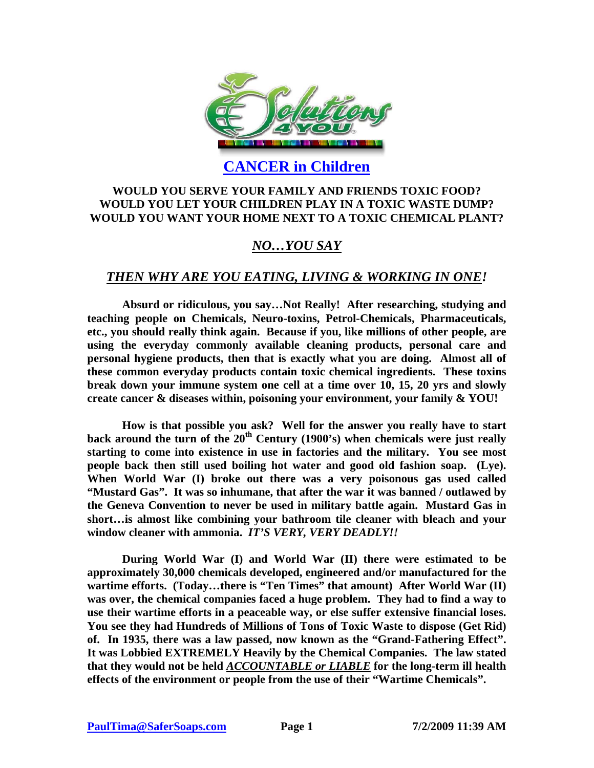# CANCER in Children

**WOULD YOU SERVE YOUR FAMILY AND FRIENDS TOXIC FOOD?**
**WOULD YOU LET YOUR CHILDREN PLAY IN A TOXIC WASTE DUMP?**
**WOULD YOU WANT YOUR HOME NEXT TO A TOXIC CHEMICAL PLANT?**

## ***NO…YOU SAY***

## ***THEN WHY ARE YOU EATING, LIVING & WORKING IN ONE!***

**Absurd or ridiculous, you say…Not Really! After researching, studying and teaching people on Chemicals, Neuro-toxins, Petrol-Chemicals, Pharmaceuticals, etc., you should really think again. Because if you, like millions of other people, are using the everyday commonly available cleaning products, personal care and personal hygiene products, then that is exactly what you are doing. Almost all of these common everyday products contain toxic chemical ingredients. These toxins break down your immune system one cell at a time over 10, 15, 20 yrs and slowly create cancer & diseases within, poisoning your environment, your family & YOU!**

**How is that possible you ask? Well for the answer you really have to start back around the turn of the 20th Century (1900's) when chemicals were just really starting to come into existence in use in factories and the military. You see most people back then still used boiling hot water and good old fashion soap. (Lye). When World War (I) broke out there was a very poisonous gas used called "Mustard Gas". It was so inhumane, that after the war it was banned / outlawed by the Geneva Convention to never be used in military battle again. Mustard Gas in short…is almost like combining your bathroom tile cleaner with bleach and your window cleaner with ammonia. *IT'S VERY, VERY DEADLY!!***

**During World War (I) and World War (II) there were estimated to be approximately 30,000 chemicals developed, engineered and/or manufactured for the wartime efforts. (Today…there is "Ten Times" that amount) After World War (II) was over, the chemical companies faced a huge problem. They had to find a way to use their wartime efforts in a peaceable way, or else suffer extensive financial loses. You see they had Hundreds of Millions of Tons of Toxic Waste to dispose (Get Rid) of. In 1935, there was a law passed, now known as the "Grand-Fathering Effect". It was Lobbied EXTREMELY Heavily by the Chemical Companies. The law stated that they would not be held *ACCOUNTABLE or LIABLE* for the long-term ill health effects of the environment or people from the use of their "Wartime Chemicals".**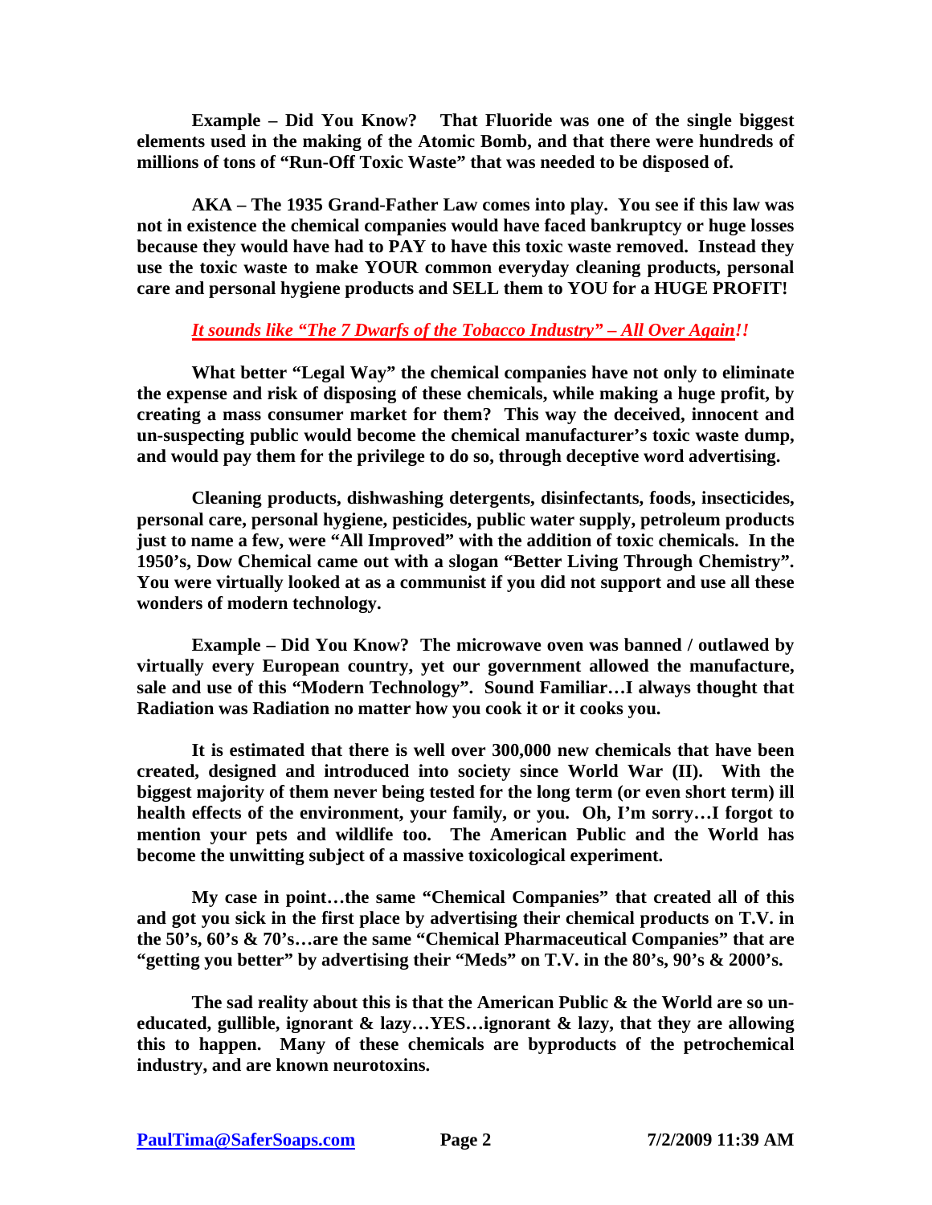**Example – Did You Know? That Fluoride was one of the single biggest elements used in the making of the Atomic Bomb, and that there were hundreds of millions of tons of "Run-Off Toxic Waste" that was needed to be disposed of.**

**AKA – The 1935 Grand-Father Law comes into play. You see if this law was not in existence the chemical companies would have faced bankruptcy or huge losses because they would have had to PAY to have this toxic waste removed. Instead they use the toxic waste to make YOUR common everyday cleaning products, personal care and personal hygiene products and SELL them to YOU for a HUGE PROFIT!**

***It sounds like "The 7 Dwarfs of the Tobacco Industry" – All Over Again!!***

**What better "Legal Way" the chemical companies have not only to eliminate the expense and risk of disposing of these chemicals, while making a huge profit, by creating a mass consumer market for them? This way the deceived, innocent and un-suspecting public would become the chemical manufacturer's toxic waste dump, and would pay them for the privilege to do so, through deceptive word advertising.**

**Cleaning products, dishwashing detergents, disinfectants, foods, insecticides, personal care, personal hygiene, pesticides, public water supply, petroleum products just to name a few, were "All Improved" with the addition of toxic chemicals. In the 1950's, Dow Chemical came out with a slogan "Better Living Through Chemistry". You were virtually looked at as a communist if you did not support and use all these wonders of modern technology.**

**Example – Did You Know? The microwave oven was banned / outlawed by virtually every European country, yet our government allowed the manufacture, sale and use of this "Modern Technology". Sound Familiar…I always thought that Radiation was Radiation no matter how you cook it or it cooks you.**

**It is estimated that there is well over 300,000 new chemicals that have been created, designed and introduced into society since World War (II). With the biggest majority of them never being tested for the long term (or even short term) ill health effects of the environment, your family, or you. Oh, I'm sorry…I forgot to mention your pets and wildlife too. The American Public and the World has become the unwitting subject of a massive toxicological experiment.**

**My case in point…the same "Chemical Companies" that created all of this and got you sick in the first place by advertising their chemical products on T.V. in the 50's, 60's & 70's…are the same "Chemical Pharmaceutical Companies" that are "getting you better" by advertising their "Meds" on T.V. in the 80's, 90's & 2000's.**

**The sad reality about this is that the American Public & the World are so un-educated, gullible, ignorant & lazy…YES…ignorant & lazy, that they are allowing this to happen. Many of these chemicals are byproducts of the petrochemical industry, and are known neurotoxins.**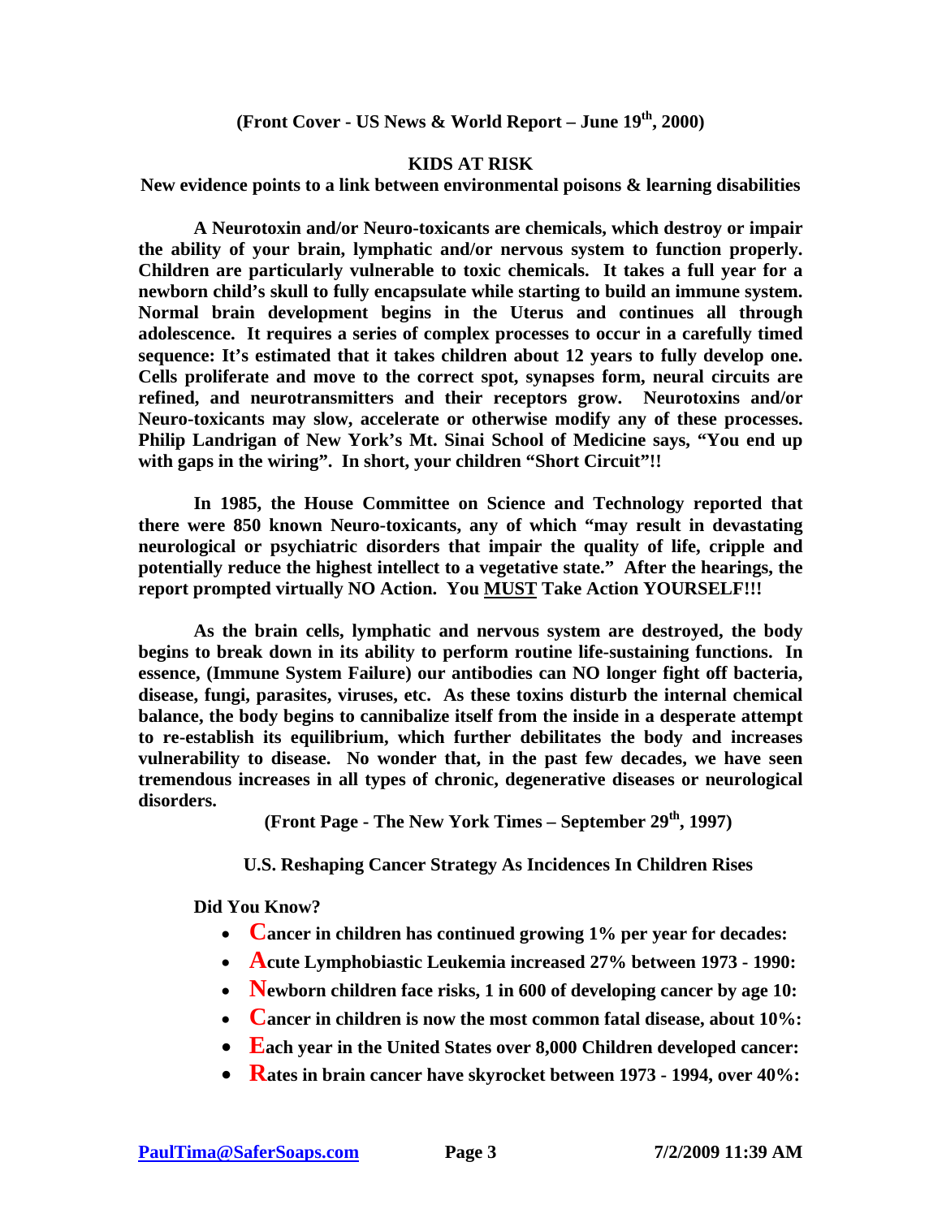**(Front Cover - US News & World Report – June 19th, 2000)**

**KIDS AT RISK**

**New evidence points to a link between environmental poisons & learning disabilities**

**A Neurotoxin and/or Neuro-toxicants are chemicals, which destroy or impair the ability of your brain, lymphatic and/or nervous system to function properly. Children are particularly vulnerable to toxic chemicals. It takes a full year for a newborn child's skull to fully encapsulate while starting to build an immune system. Normal brain development begins in the Uterus and continues all through adolescence. It requires a series of complex processes to occur in a carefully timed sequence: It's estimated that it takes children about 12 years to fully develop one. Cells proliferate and move to the correct spot, synapses form, neural circuits are refined, and neurotransmitters and their receptors grow. Neurotoxins and/or Neuro-toxicants may slow, accelerate or otherwise modify any of these processes. Philip Landrigan of New York's Mt. Sinai School of Medicine says, "You end up with gaps in the wiring". In short, your children "Short Circuit"!!**

**In 1985, the House Committee on Science and Technology reported that there were 850 known Neuro-toxicants, any of which "may result in devastating neurological or psychiatric disorders that impair the quality of life, cripple and potentially reduce the highest intellect to a vegetative state." After the hearings, the report prompted virtually NO Action. You <u>MUST</u> Take Action YOURSELF!!!**

**As the brain cells, lymphatic and nervous system are destroyed, the body begins to break down in its ability to perform routine life-sustaining functions. In essence, (Immune System Failure) our antibodies can NO longer fight off bacteria, disease, fungi, parasites, viruses, etc. As these toxins disturb the internal chemical balance, the body begins to cannibalize itself from the inside in a desperate attempt to re-establish its equilibrium, which further debilitates the body and increases vulnerability to disease. No wonder that, in the past few decades, we have seen tremendous increases in all types of chronic, degenerative diseases or neurological disorders.**

**(Front Page - The New York Times – September 29th, 1997)**

**U.S. Reshaping Cancer Strategy As Incidences In Children Rises**

**Did You Know?**

- **Cancer in children has continued growing 1% per year for decades:**
- **Acute Lymphobiastic Leukemia increased 27% between 1973 - 1990:**
- **Newborn children face risks, 1 in 600 of developing cancer by age 10:**
- **Cancer in children is now the most common fatal disease, about 10%:**
- **Each year in the United States over 8,000 Children developed cancer:**
- **Rates in brain cancer have skyrocket between 1973 - 1994, over 40%:**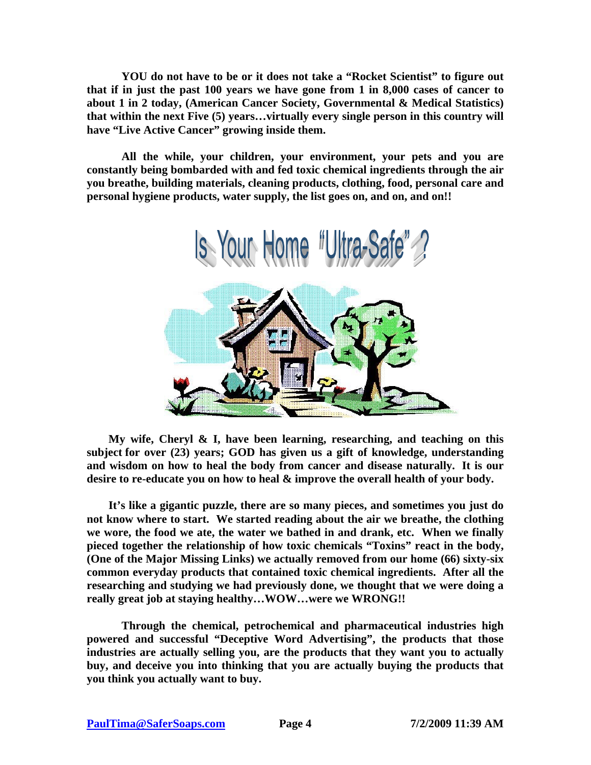**YOU do not have to be or it does not take a "Rocket Scientist" to figure out that if in just the past 100 years we have gone from 1 in 8,000 cases of cancer to about 1 in 2 today, (American Cancer Society, Governmental & Medical Statistics) that within the next Five (5) years…virtually every single person in this country will have "Live Active Cancer" growing inside them.**

**All the while, your children, your environment, your pets and you are constantly being bombarded with and fed toxic chemical ingredients through the air you breathe, building materials, cleaning products, clothing, food, personal care and personal hygiene products, water supply, the list goes on, and on, and on!!**

# Is Your Home "Ultra-Safe"?

**My wife, Cheryl & I, have been learning, researching, and teaching on this subject for over (23) years; GOD has given us a gift of knowledge, understanding and wisdom on how to heal the body from cancer and disease naturally. It is our desire to re-educate you on how to heal & improve the overall health of your body.**

**It's like a gigantic puzzle, there are so many pieces, and sometimes you just do not know where to start. We started reading about the air we breathe, the clothing we wore, the food we ate, the water we bathed in and drank, etc. When we finally pieced together the relationship of how toxic chemicals "Toxins" react in the body, (One of the Major Missing Links) we actually removed from our home (66) sixty-six common everyday products that contained toxic chemical ingredients. After all the researching and studying we had previously done, we thought that we were doing a really great job at staying healthy…WOW…were we WRONG!!**

**Through the chemical, petrochemical and pharmaceutical industries high powered and successful "Deceptive Word Advertising", the products that those industries are actually selling you, are the products that they want you to actually buy, and deceive you into thinking that you are actually buying the products that you think you actually want to buy.**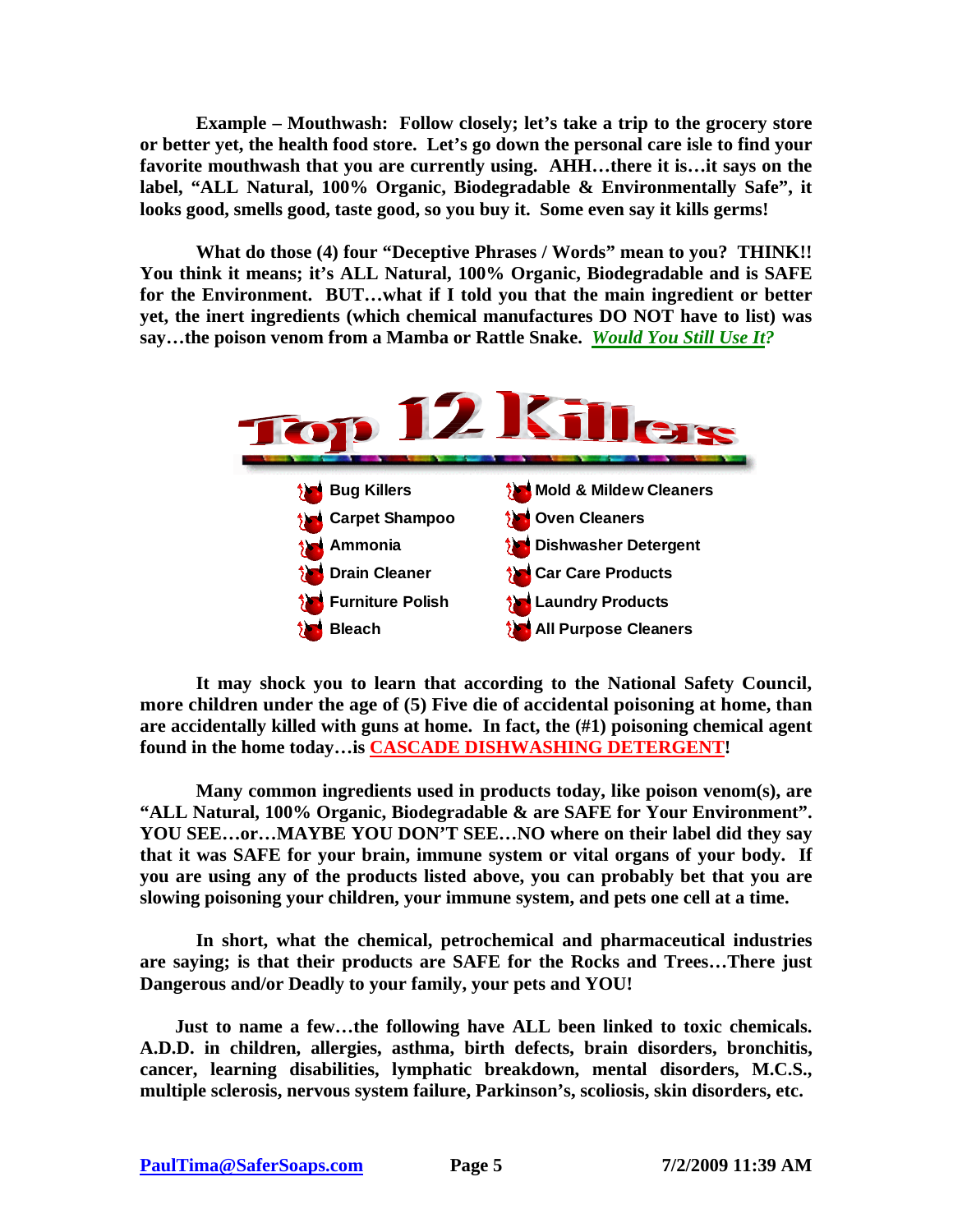**Example – Mouthwash: Follow closely; let's take a trip to the grocery store or better yet, the health food store. Let's go down the personal care isle to find your favorite mouthwash that you are currently using. AHH…there it is…it says on the label, "ALL Natural, 100% Organic, Biodegradable & Environmentally Safe", it looks good, smells good, taste good, so you buy it. Some even say it kills germs!**

**What do those (4) four "Deceptive Phrases / Words" mean to you? THINK!! You think it means; it's ALL Natural, 100% Organic, Biodegradable and is SAFE for the Environment. BUT…what if I told you that the main ingredient or better yet, the inert ingredients (which chemical manufactures DO NOT have to list) was say…the poison venom from a Mamba or Rattle Snake. *Would You Still Use It?***

# Top 12 Killers

| | |
|---|---|
| Bug Killers | Mold & Mildew Cleaners |
| Carpet Shampoo | Oven Cleaners |
| Ammonia | Dishwasher Detergent |
| Drain Cleaner | Car Care Products |
| Furniture Polish | Laundry Products |
| Bleach | All Purpose Cleaners |

**It may shock you to learn that according to the National Safety Council, more children under the age of (5) Five die of accidental poisoning at home, than are accidentally killed with guns at home. In fact, the (#1) poisoning chemical agent found in the home today…is CASCADE DISHWASHING DETERGENT!**

**Many common ingredients used in products today, like poison venom(s), are "ALL Natural, 100% Organic, Biodegradable & are SAFE for Your Environment". YOU SEE…or…MAYBE YOU DON'T SEE…NO where on their label did they say that it was SAFE for your brain, immune system or vital organs of your body. If you are using any of the products listed above, you can probably bet that you are slowing poisoning your children, your immune system, and pets one cell at a time.**

**In short, what the chemical, petrochemical and pharmaceutical industries are saying; is that their products are SAFE for the Rocks and Trees…There just Dangerous and/or Deadly to your family, your pets and YOU!**

**Just to name a few…the following have ALL been linked to toxic chemicals. A.D.D. in children, allergies, asthma, birth defects, brain disorders, bronchitis, cancer, learning disabilities, lymphatic breakdown, mental disorders, M.C.S., multiple sclerosis, nervous system failure, Parkinson's, scoliosis, skin disorders, etc.**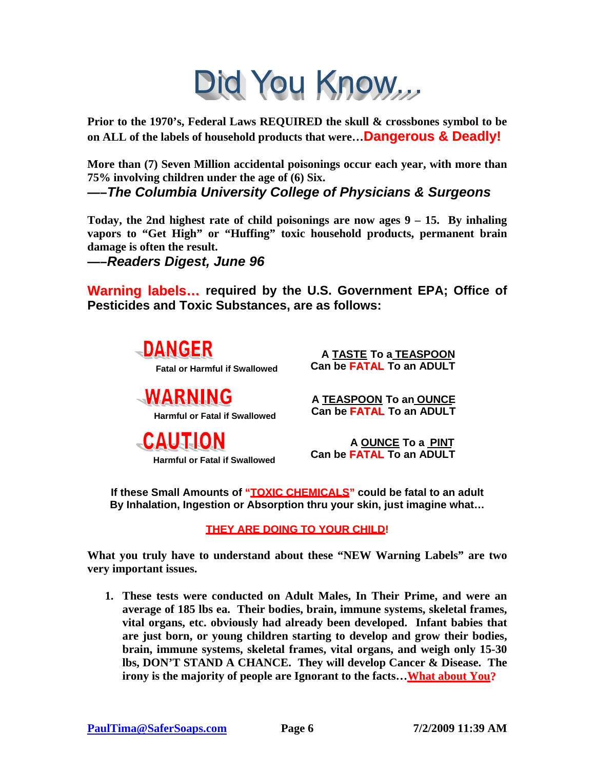# Did You Know…

**Prior to the 1970's, Federal Laws REQUIRED the skull & crossbones symbol to be on ALL of the labels of household products that were…Dangerous & Deadly!**

**More than (7) Seven Million accidental poisonings occur each year, with more than 75% involving children under the age of (6) Six.**

***—–The Columbia University College of Physicians & Surgeons***

**Today, the 2nd highest rate of child poisonings are now ages 9 – 15. By inhaling vapors to "Get High" or "Huffing" toxic household products, permanent brain damage is often the result.**

***—–Readers Digest, June 96***

**Warning labels… required by the U.S. Government EPA; Office of Pesticides and Toxic Substances, are as follows:**

| | |
|---|---|
| **DANGER**<br>**Fatal or Harmful if Swallowed** | **A TASTE To a TEASPOON Can be FATAL To an ADULT** |
| **WARNING**<br>**Harmful or Fatal if Swallowed** | **A TEASPOON To an OUNCE Can be FATAL To an ADULT** |
| **CAUTION**<br>**Harmful or Fatal if Swallowed** | **A OUNCE To a PINT Can be FATAL To an ADULT** |

**If these Small Amounts of "TOXIC CHEMICALS" could be fatal to an adult By Inhalation, Ingestion or Absorption thru your skin, just imagine what…**

**THEY ARE DOING TO YOUR CHILD!**

**What you truly have to understand about these "NEW Warning Labels" are two very important issues.**

1. **These tests were conducted on Adult Males, In Their Prime, and were an average of 185 lbs ea. Their bodies, brain, immune systems, skeletal frames, vital organs, etc. obviously had already been developed. Infant babies that are just born, or young children starting to develop and grow their bodies, brain, immune systems, skeletal frames, vital organs, and weigh only 15-30 lbs, DON'T STAND A CHANCE. They will develop Cancer & Disease. The irony is the majority of people are Ignorant to the facts…What about You?**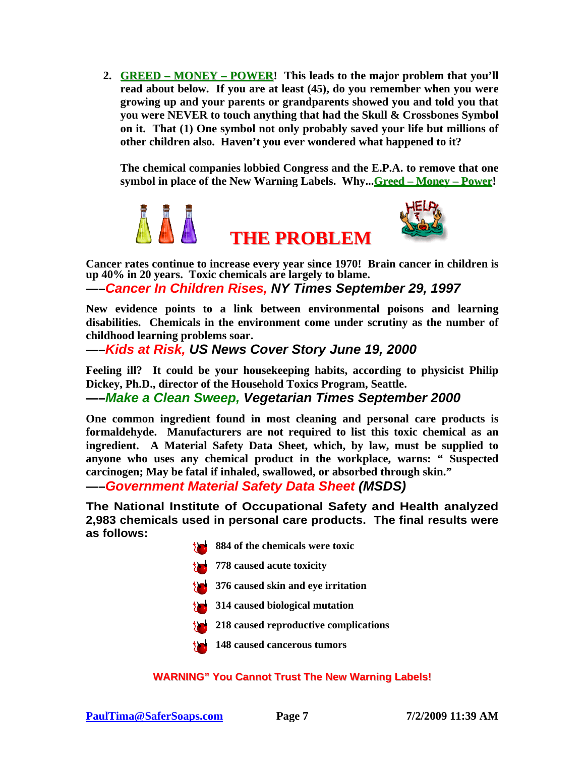2. **GREED – MONEY – POWER! This leads to the major problem that you'll read about below. If you are at least (45), do you remember when you were growing up and your parents or grandparents showed you and told you that you were NEVER to touch anything that had the Skull & Crossbones Symbol on it. That (1) One symbol not only probably saved your life but millions of other children also. Haven't you ever wondered what happened to it?**

   **The chemical companies lobbied Congress and the E.P.A. to remove that one symbol in place of the New Warning Labels. Why...Greed – Money – Power!**

# THE PROBLEM

**Cancer rates continue to increase every year since 1970! Brain cancer in children is up 40% in 20 years. Toxic chemicals are largely to blame.**

***—–Cancer In Children Rises, NY Times September 29, 1997***

**New evidence points to a link between environmental poisons and learning disabilities. Chemicals in the environment come under scrutiny as the number of childhood learning problems soar.**

***—–Kids at Risk, US News Cover Story June 19, 2000***

**Feeling ill? It could be your housekeeping habits, according to physicist Philip Dickey, Ph.D., director of the Household Toxics Program, Seattle.**

***—–Make a Clean Sweep, Vegetarian Times September 2000***

**One common ingredient found in most cleaning and personal care products is formaldehyde. Manufacturers are not required to list this toxic chemical as an ingredient. A Material Safety Data Sheet, which, by law, must be supplied to anyone who uses any chemical product in the workplace, warns: " Suspected carcinogen; May be fatal if inhaled, swallowed, or absorbed through skin."**

***—–Government Material Safety Data Sheet (MSDS)***

**The National Institute of Occupational Safety and Health analyzed 2,983 chemicals used in personal care products. The final results were as follows:**

- **884 of the chemicals were toxic**
- **778 caused acute toxicity**
- **376 caused skin and eye irritation**
- **314 caused biological mutation**
- **218 caused reproductive complications**
- **148 caused cancerous tumors**

**WARNING" You Cannot Trust The New Warning Labels!**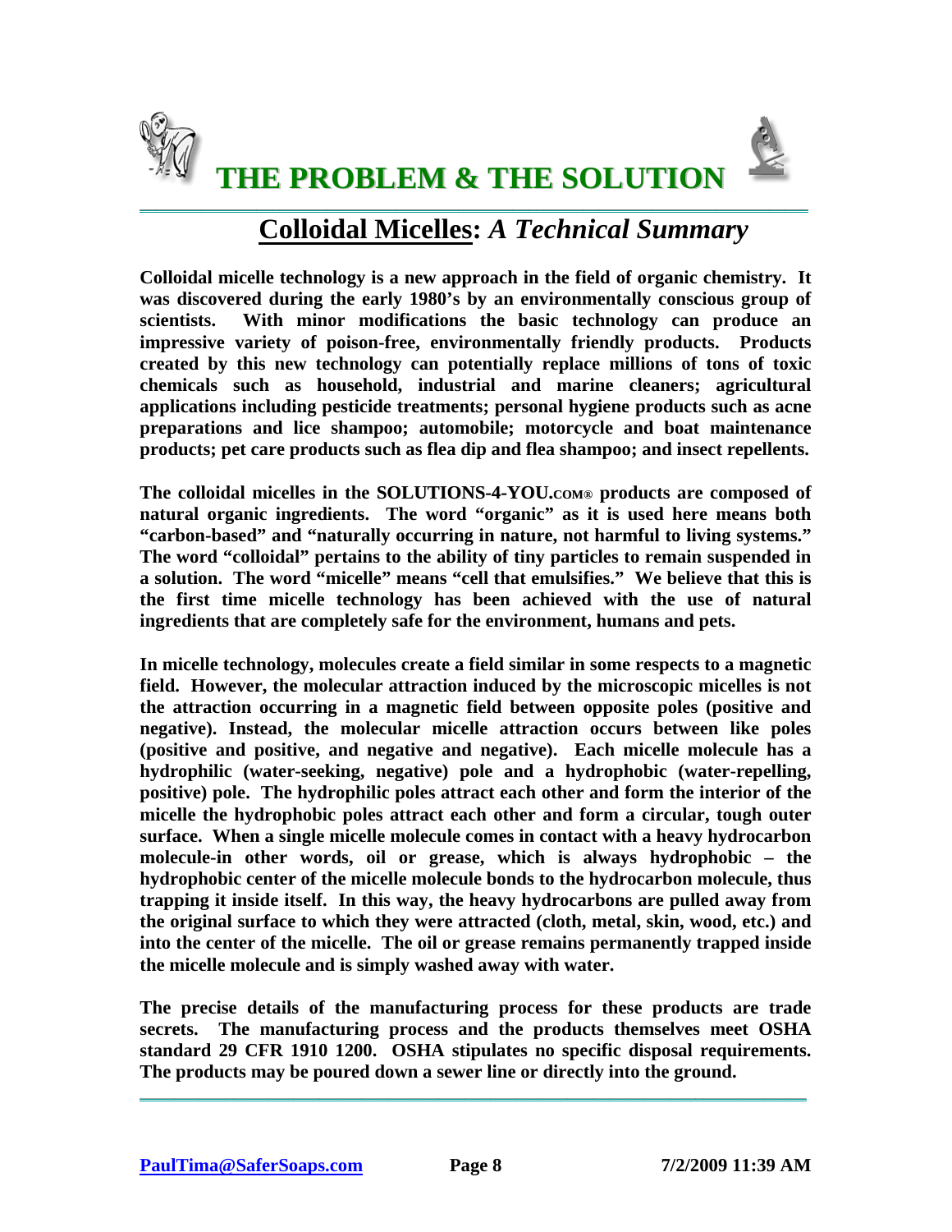# THE PROBLEM & THE SOLUTION

## Colloidal Micelles: *A Technical Summary*

**Colloidal micelle technology is a new approach in the field of organic chemistry. It was discovered during the early 1980's by an environmentally conscious group of scientists. With minor modifications the basic technology can produce an impressive variety of poison-free, environmentally friendly products. Products created by this new technology can potentially replace millions of tons of toxic chemicals such as household, industrial and marine cleaners; agricultural applications including pesticide treatments; personal hygiene products such as acne preparations and lice shampoo; automobile; motorcycle and boat maintenance products; pet care products such as flea dip and flea shampoo; and insect repellents.**

**The colloidal micelles in the SOLUTIONS-4-YOU.COM® products are composed of natural organic ingredients. The word "organic" as it is used here means both "carbon-based" and "naturally occurring in nature, not harmful to living systems." The word "colloidal" pertains to the ability of tiny particles to remain suspended in a solution. The word "micelle" means "cell that emulsifies." We believe that this is the first time micelle technology has been achieved with the use of natural ingredients that are completely safe for the environment, humans and pets.**

**In micelle technology, molecules create a field similar in some respects to a magnetic field. However, the molecular attraction induced by the microscopic micelles is not the attraction occurring in a magnetic field between opposite poles (positive and negative). Instead, the molecular micelle attraction occurs between like poles (positive and positive, and negative and negative). Each micelle molecule has a hydrophilic (water-seeking, negative) pole and a hydrophobic (water-repelling, positive) pole. The hydrophilic poles attract each other and form the interior of the micelle the hydrophobic poles attract each other and form a circular, tough outer surface. When a single micelle molecule comes in contact with a heavy hydrocarbon molecule-in other words, oil or grease, which is always hydrophobic – the hydrophobic center of the micelle molecule bonds to the hydrocarbon molecule, thus trapping it inside itself. In this way, the heavy hydrocarbons are pulled away from the original surface to which they were attracted (cloth, metal, skin, wood, etc.) and into the center of the micelle. The oil or grease remains permanently trapped inside the micelle molecule and is simply washed away with water.**

**The precise details of the manufacturing process for these products are trade secrets. The manufacturing process and the products themselves meet OSHA standard 29 CFR 1910 1200. OSHA stipulates no specific disposal requirements. The products may be poured down a sewer line or directly into the ground.**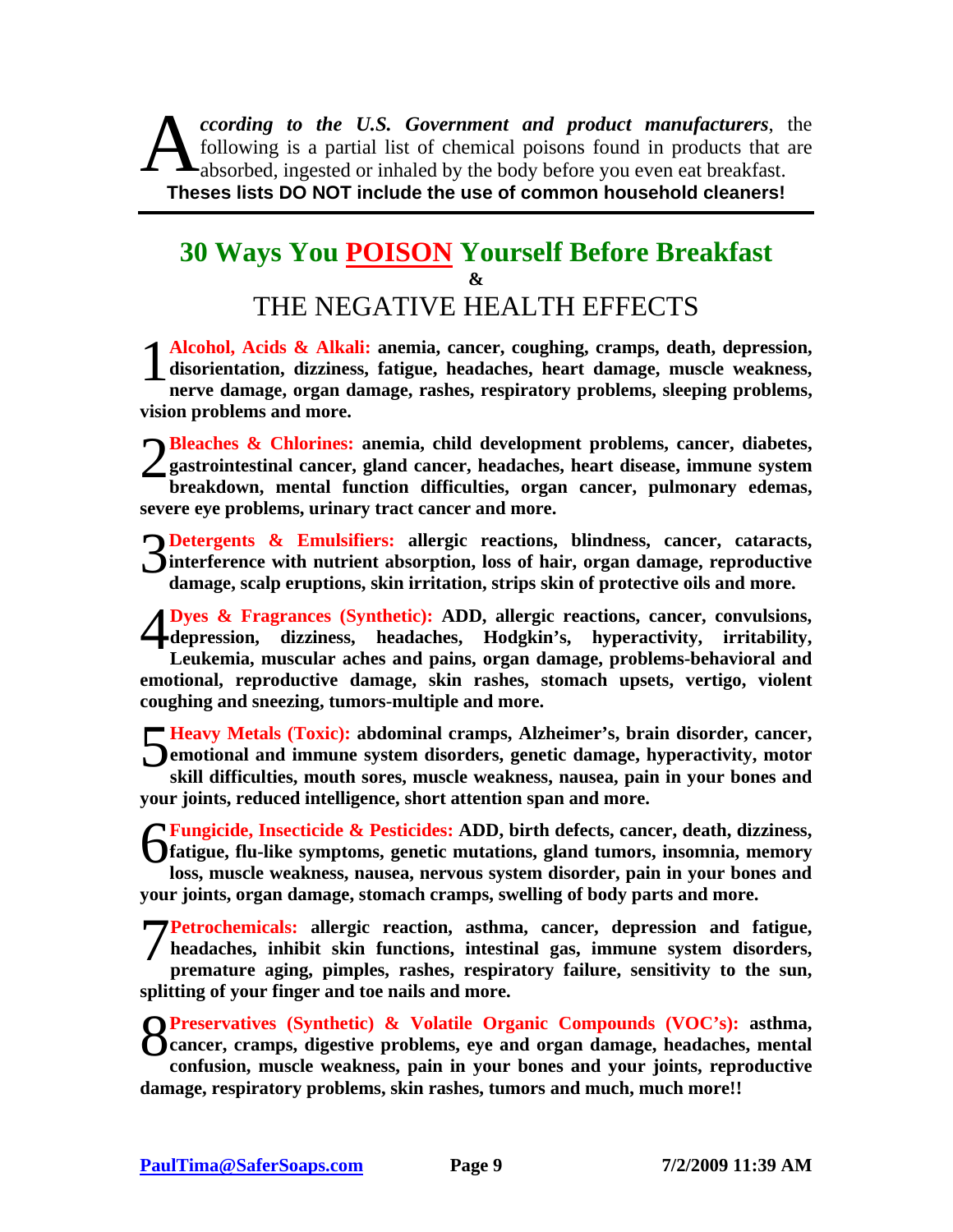*According to the U.S. Government and product manufacturers*, the following is a partial list of chemical poisons found in products that are absorbed, ingested or inhaled by the body before you even eat breakfast.

**Theses lists DO NOT include the use of common household cleaners!**

---

# 30 Ways You POISON Yourself Before Breakfast

**&**

## THE NEGATIVE HEALTH EFFECTS

1 **Alcohol, Acids & Alkali: anemia, cancer, coughing, cramps, death, depression, disorientation, dizziness, fatigue, headaches, heart damage, muscle weakness, nerve damage, organ damage, rashes, respiratory problems, sleeping problems, vision problems and more.**

2 **Bleaches & Chlorines: anemia, child development problems, cancer, diabetes, gastrointestinal cancer, gland cancer, headaches, heart disease, immune system breakdown, mental function difficulties, organ cancer, pulmonary edemas, severe eye problems, urinary tract cancer and more.**

3 **Detergents & Emulsifiers: allergic reactions, blindness, cancer, cataracts, interference with nutrient absorption, loss of hair, organ damage, reproductive damage, scalp eruptions, skin irritation, strips skin of protective oils and more.**

4 **Dyes & Fragrances (Synthetic): ADD, allergic reactions, cancer, convulsions, depression, dizziness, headaches, Hodgkin's, hyperactivity, irritability, Leukemia, muscular aches and pains, organ damage, problems-behavioral and emotional, reproductive damage, skin rashes, stomach upsets, vertigo, violent coughing and sneezing, tumors-multiple and more.**

5 **Heavy Metals (Toxic): abdominal cramps, Alzheimer's, brain disorder, cancer, emotional and immune system disorders, genetic damage, hyperactivity, motor skill difficulties, mouth sores, muscle weakness, nausea, pain in your bones and your joints, reduced intelligence, short attention span and more.**

6 **Fungicide, Insecticide & Pesticides: ADD, birth defects, cancer, death, dizziness, fatigue, flu-like symptoms, genetic mutations, gland tumors, insomnia, memory loss, muscle weakness, nausea, nervous system disorder, pain in your bones and your joints, organ damage, stomach cramps, swelling of body parts and more.**

7 **Petrochemicals: allergic reaction, asthma, cancer, depression and fatigue, headaches, inhibit skin functions, intestinal gas, immune system disorders, premature aging, pimples, rashes, respiratory failure, sensitivity to the sun, splitting of your finger and toe nails and more.**

8 **Preservatives (Synthetic) & Volatile Organic Compounds (VOC's): asthma, cancer, cramps, digestive problems, eye and organ damage, headaches, mental confusion, muscle weakness, pain in your bones and your joints, reproductive damage, respiratory problems, skin rashes, tumors and much, much more!!**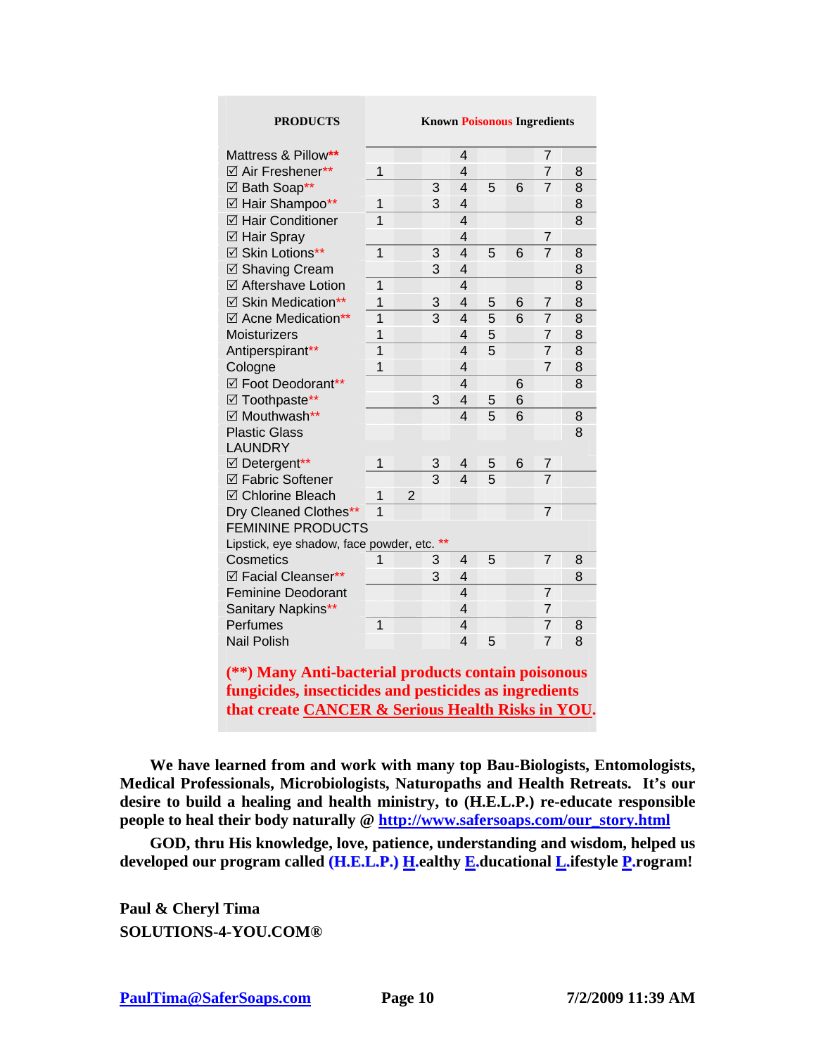| PRODUCTS | Known Poisonous Ingredients | | | | | | | |
|---|---|---|---|---|---|---|---|---|
| Mattress & Pillow** | | | | 4 | | | 7 | |
| ☑ Air Freshener** | 1 | | | 4 | | | 7 | 8 |
| ☑ Bath Soap** | | | 3 | 4 | 5 | 6 | 7 | 8 |
| ☑ Hair Shampoo** | 1 | | 3 | 4 | | | | 8 |
| ☑ Hair Conditioner | 1 | | | 4 | | | | 8 |
| ☑ Hair Spray | | | | 4 | | | 7 | |
| ☑ Skin Lotions** | 1 | | 3 | 4 | 5 | 6 | 7 | 8 |
| ☑ Shaving Cream | | | 3 | 4 | | | | 8 |
| ☑ Aftershave Lotion | 1 | | | 4 | | | | 8 |
| ☑ Skin Medication** | 1 | | 3 | 4 | 5 | 6 | 7 | 8 |
| ☑ Acne Medication** | 1 | | 3 | 4 | 5 | 6 | 7 | 8 |
| Moisturizers | 1 | | | 4 | 5 | | 7 | 8 |
| Antiperspirant** | 1 | | | 4 | 5 | | 7 | 8 |
| Cologne | 1 | | | 4 | | | 7 | 8 |
| ☑ Foot Deodorant** | | | | 4 | | 6 | | 8 |
| ☑ Toothpaste** | | | 3 | 4 | 5 | 6 | | |
| ☑ Mouthwash** | | | | 4 | 5 | 6 | | 8 |
| Plastic Glass | | | | | | | | 8 |
| LAUNDRY | | | | | | | | |
| ☑ Detergent** | 1 | | 3 | 4 | 5 | 6 | 7 | |
| ☑ Fabric Softener | | | 3 | 4 | 5 | | 7 | |
| ☑ Chlorine Bleach | 1 | 2 | | | | | | |
| Dry Cleaned Clothes** | 1 | | | | | | 7 | |
| FEMININE PRODUCTS | | | | | | | | |
| Lipstick, eye shadow, face powder, etc. ** | | | | | | | | |
| Cosmetics | 1 | | 3 | 4 | 5 | | 7 | 8 |
| ☑ Facial Cleanser** | | | 3 | 4 | | | | 8 |
| Feminine Deodorant | | | | 4 | | | 7 | |
| Sanitary Napkins** | | | | 4 | | | 7 | |
| Perfumes | 1 | | | 4 | | | 7 | 8 |
| Nail Polish | | | | 4 | 5 | | 7 | 8 |

**(**) Many Anti-bacterial products contain poisonous fungicides, insecticides and pesticides as ingredients that create CANCER & Serious Health Risks in YOU.**

**We have learned from and work with many top Bau-Biologists, Entomologists, Medical Professionals, Microbiologists, Naturopaths and Health Retreats. It's our desire to build a healing and health ministry, to (H.E.L.P.) re-educate responsible people to heal their body naturally @ http://www.safersoaps.com/our_story.html**

**GOD, thru His knowledge, love, patience, understanding and wisdom, helped us developed our program called (H.E.L.P.) H.ealthy E.ducational L.ifestyle P.rogram!**

**Paul & Cheryl Tima**
**SOLUTIONS-4-YOU.COM®**

**PaulTima@SaferSoaps.com** **7/2/2009 11:39 AM**